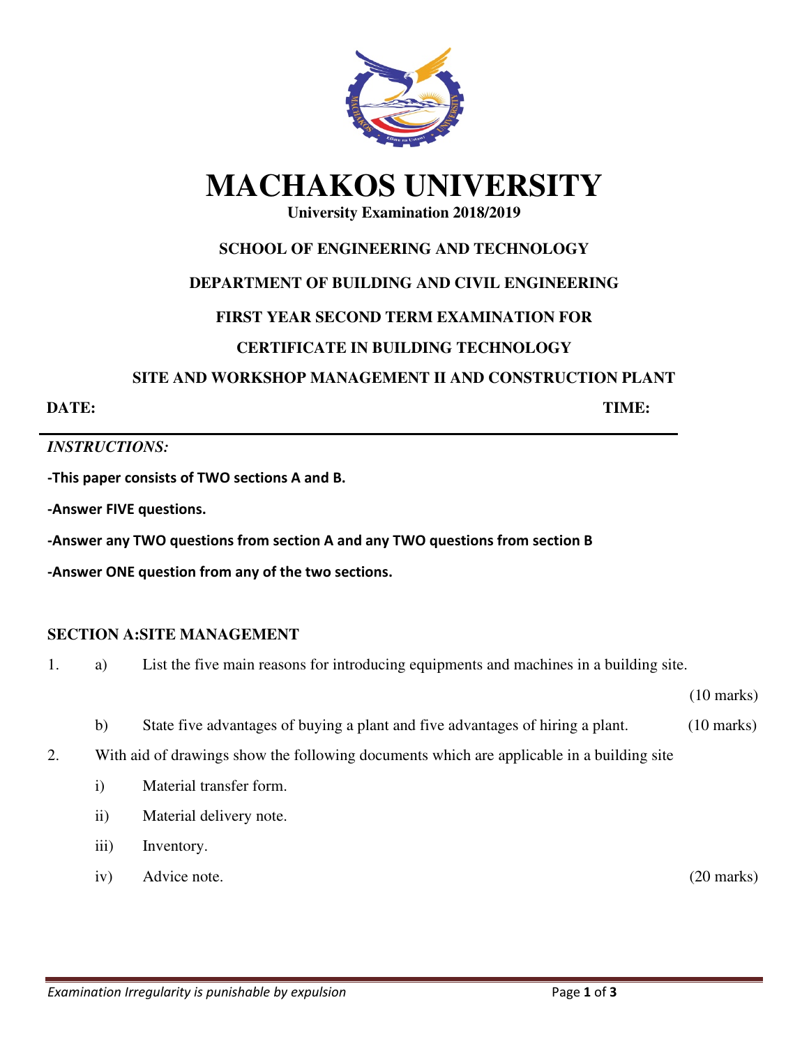# MACHAKOS UNIVERSITY

**University Examination 2018/2019**

**SCHOOL OF ENGINEERING AND TECHNOLOGY**

**DEPARTMENT OF BUILDING AND CIVIL ENGINEERING**

**FIRST YEAR SECOND TERM EXAMINATION FOR**

**CERTIFICATE IN BUILDING TECHNOLOGY**

**SITE AND WORKSHOP MANAGEMENT II AND CONSTRUCTION PLANT**

**DATE:** **TIME:**

---

***INSTRUCTIONS:***

**-This paper consists of TWO sections A and B.**

**-Answer FIVE questions.**

**-Answer any TWO questions from section A and any TWO questions from section B**

**-Answer ONE question from any of the two sections.**

## SECTION A:SITE MANAGEMENT

1. a) List the five main reasons for introducing equipments and machines in a building site. (10 marks)

   b) State five advantages of buying a plant and five advantages of hiring a plant. (10 marks)

2. With aid of drawings show the following documents which are applicable in a building site

   i) Material transfer form.

   ii) Material delivery note.

   iii) Inventory.

   iv) Advice note. (20 marks)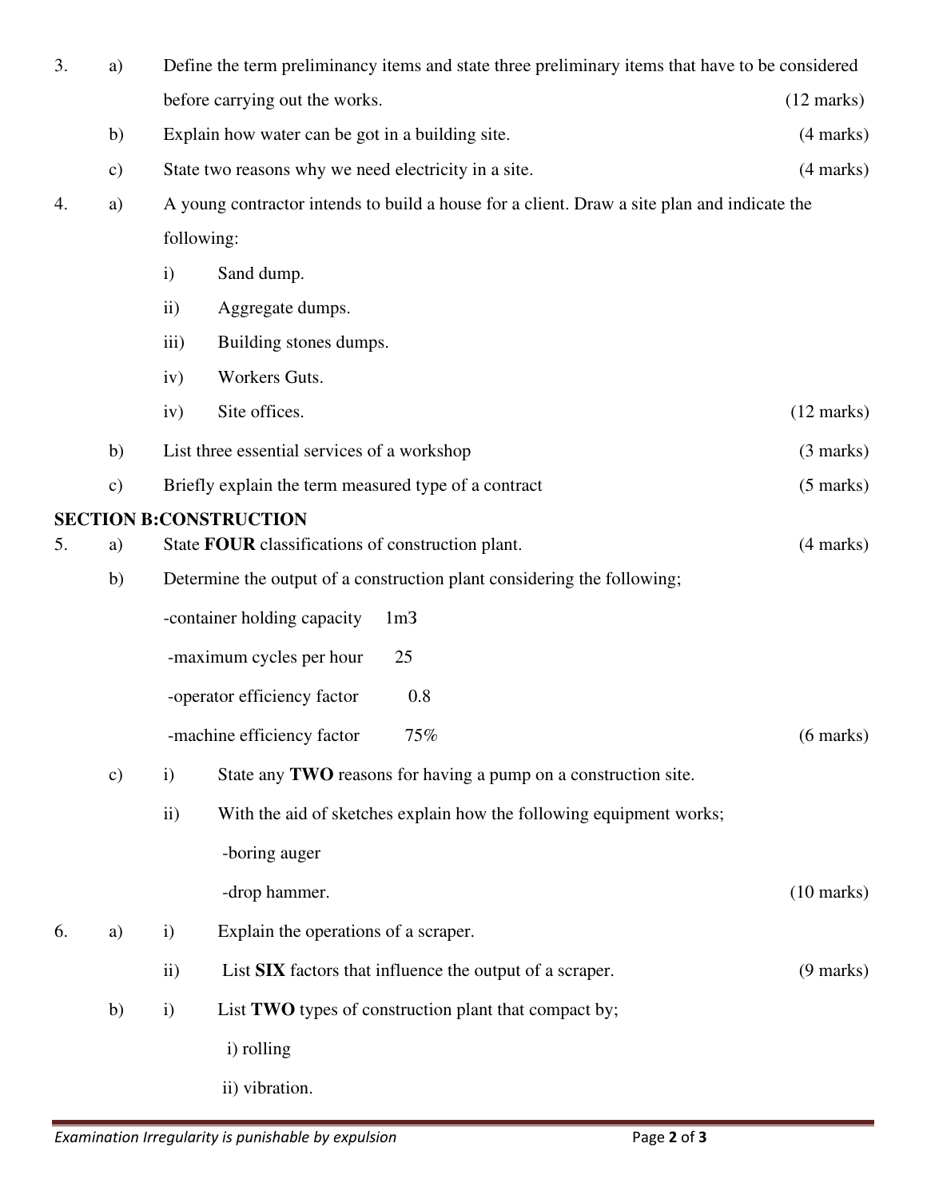3. a) Define the term preliminancy items and state three preliminary items that have to be considered before carrying out the works. (12 marks)

   b) Explain how water can be got in a building site. (4 marks)

   c) State two reasons why we need electricity in a site. (4 marks)

4. a) A young contractor intends to build a house for a client. Draw a site plan and indicate the following:

   i) Sand dump.

   ii) Aggregate dumps.

   iii) Building stones dumps.

   iv) Workers Guts.

   iv) Site offices. (12 marks)

   b) List three essential services of a workshop (3 marks)

   c) Briefly explain the term measured type of a contract (5 marks)

**SECTION B:CONSTRUCTION**

5. a) State **FOUR** classifications of construction plant. (4 marks)

   b) Determine the output of a construction plant considering the following;

   -container holding capacity 1m3

   -maximum cycles per hour 25

   -operator efficiency factor 0.8

   -machine efficiency factor 75% (6 marks)

   c) i) State any **TWO** reasons for having a pump on a construction site.

   ii) With the aid of sketches explain how the following equipment works;

   -boring auger

   -drop hammer. (10 marks)

6. a) i) Explain the operations of a scraper.

   ii) List **SIX** factors that influence the output of a scraper. (9 marks)

   b) i) List **TWO** types of construction plant that compact by;

   i) rolling

   ii) vibration.

*Examination Irregularity is punishable by expulsion*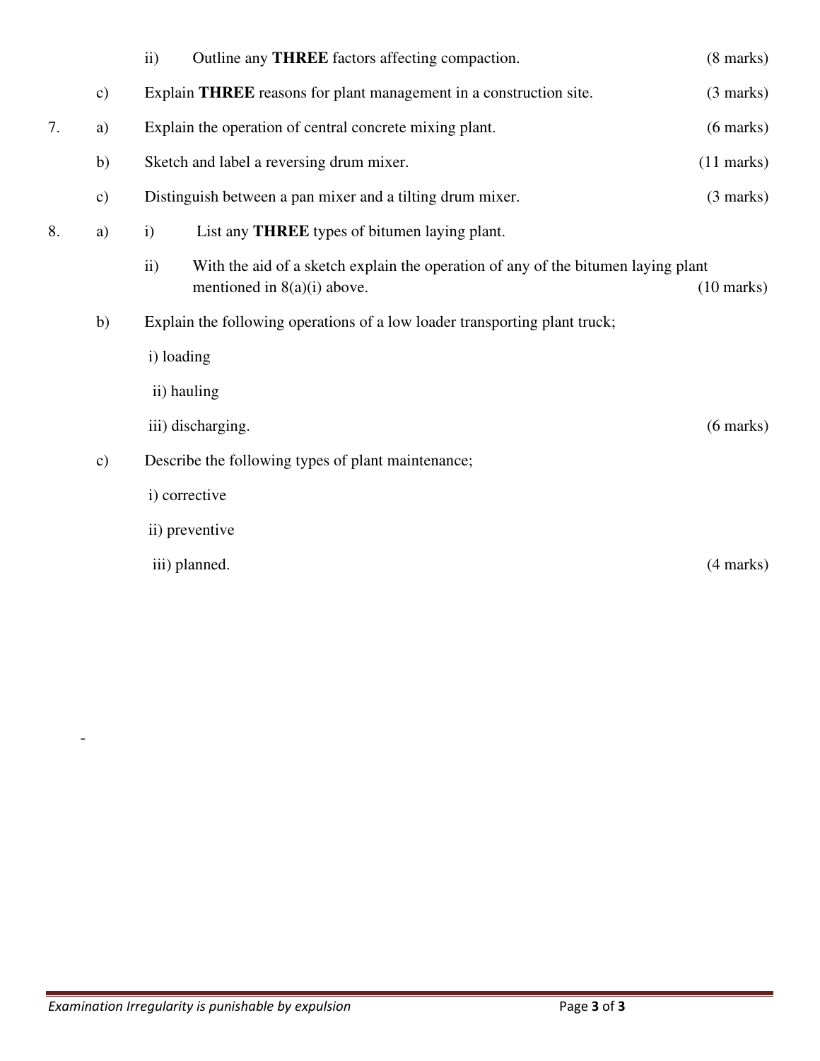ii) Outline any **THREE** factors affecting compaction. (8 marks)

c) Explain **THREE** reasons for plant management in a construction site. (3 marks)

7. a) Explain the operation of central concrete mixing plant. (6 marks)

   b) Sketch and label a reversing drum mixer. (11 marks)

   c) Distinguish between a pan mixer and a tilting drum mixer. (3 marks)

8. a) i) List any **THREE** types of bitumen laying plant.

   ii) With the aid of a sketch explain the operation of any of the bitumen laying plant mentioned in 8(a)(i) above. (10 marks)

   b) Explain the following operations of a low loader transporting plant truck;

   i) loading

   ii) hauling

   iii) discharging. (6 marks)

   c) Describe the following types of plant maintenance;

   i) corrective

   ii) preventive

   iii) planned. (4 marks)

-

*Examination Irregularity is punishable by expulsion*